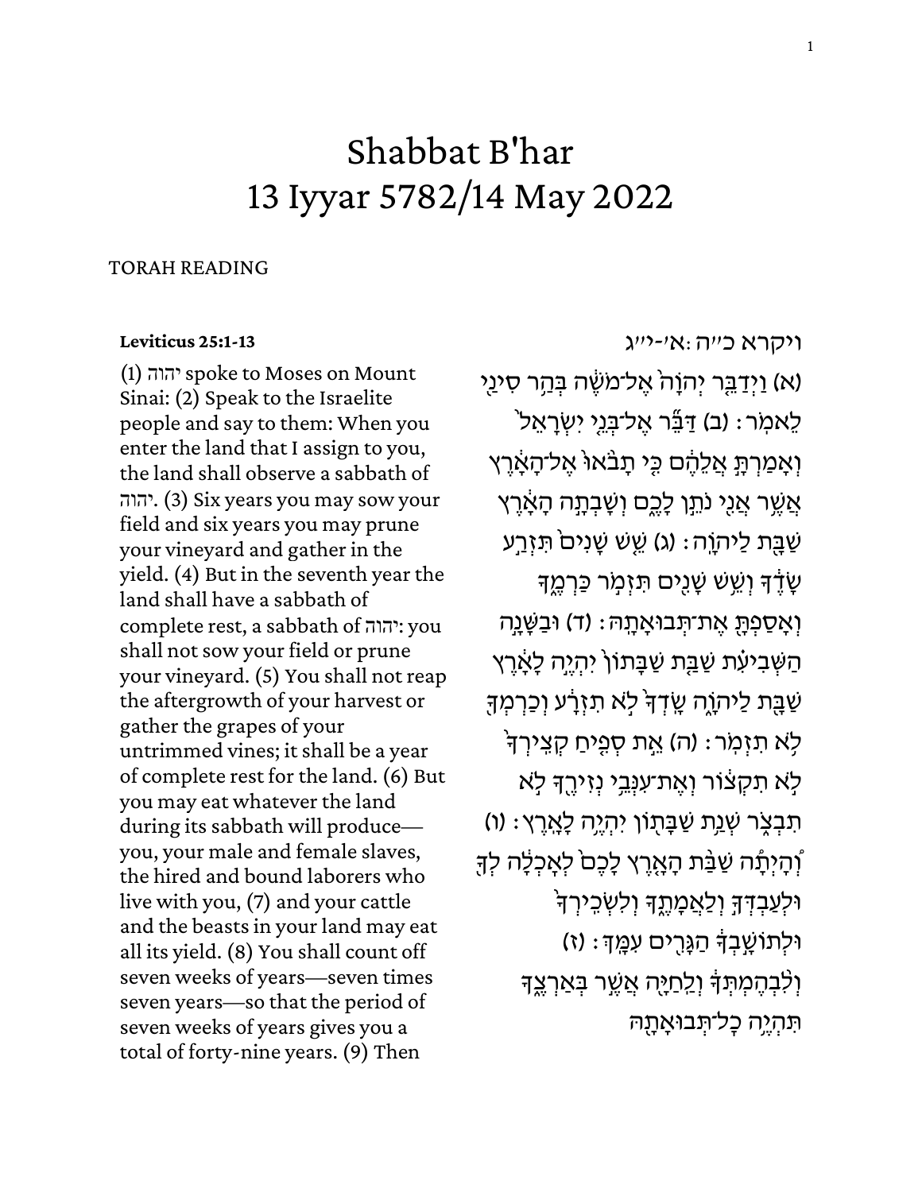# Shabbat B'har
# 13 Iyyar 5782/14 May 2022

TORAH READING

**Leviticus 25:1-13**

(1) יהוה spoke to Moses on Mount Sinai: (2) Speak to the Israelite people and say to them: When you enter the land that I assign to you, the land shall observe a sabbath of יהוה. (3) Six years you may sow your field and six years you may prune your vineyard and gather in the yield. (4) But in the seventh year the land shall have a sabbath of complete rest, a sabbath of יהוה: you shall not sow your field or prune your vineyard. (5) You shall not reap the aftergrowth of your harvest or gather the grapes of your untrimmed vines; it shall be a year of complete rest for the land. (6) But you may eat whatever the land during its sabbath will produce—you, your male and female slaves, the hired and bound laborers who live with you, (7) and your cattle and the beasts in your land may eat all its yield. (8) You shall count off seven weeks of years—seven times seven years—so that the period of seven weeks of years gives you a total of forty-nine years. (9) Then

ויקרא כ״ה:א׳-י״ג

(א) וַיְדַבֵּ֤ר יְהֹוָה֙ אֶל־מֹשֶׁ֔ה בְּהַ֥ר סִינַ֖י לֵאמֹֽר׃ (ב) דַּבֵּ֞ר אֶל־בְּנֵ֤י יִשְׂרָאֵל֙ וְאָמַרְתָּ֣ אֲלֵהֶ֔ם כִּ֤י תָבֹ֙אוּ֙ אֶל־הָאָ֔רֶץ אֲשֶׁ֖ר אֲנִ֣י נֹתֵ֣ן לָכֶ֑ם וְשָׁבְתָ֣ה הָאָ֔רֶץ שַׁבָּ֖ת לַיהֹוָֽה׃ (ג) שֵׁ֤שׁ שָׁנִים֙ תִּזְרַ֣ע שָׂדֶ֔ךָ וְשֵׁ֥שׁ שָׁנִ֖ים תִּזְמֹ֣ר כַּרְמֶ֑ךָ וְאָסַפְתָּ֖ אֶת־תְּבוּאָתָֽהּ׃ (ד) וּבַשָּׁנָ֣ה הַשְּׁבִיעִ֗ת שַׁבַּ֤ת שַׁבָּתוֹן֙ יִהְיֶ֣ה לָאָ֔רֶץ שַׁבָּ֖ת לַיהֹוָ֑ה שָֽׂדְךָ֙ לֹ֣א תִזְרָ֔ע וְכַרְמְךָ֖ לֹ֥א תִזְמֹֽר׃ (ה) אֵ֣ת סְפִ֤יחַ קְצִֽירְךָ֙ לֹ֣א תִקְצ֔וֹר וְאֶת־עִנְּבֵ֥י נְזִירֶ֖ךָ לֹ֣א תִבְצֹ֑ר שְׁנַ֥ת שַׁבָּת֖וֹן יִהְיֶ֥ה לָאָֽרֶץ׃ (ו) וְֽהָיְתָ֞ה שַׁבַּ֨ת הָאָ֤רֶץ לָכֶם֙ לְאָכְלָ֔ה לְךָ֖ וּלְעַבְדְּךָ֣ וְלַאֲמָתֶ֑ךָ וְלִשְׂכִֽירְךָ֙ וּלְתוֹשָׁ֣בְךָ֔ הַגָּרִ֖ים עִמָּֽךְ׃ (ז) וְלִ֨בְהֶמְתְּךָ֔ וְלַֽחַיָּ֖ה אֲשֶׁ֣ר בְּאַרְצֶ֑ךָ תִּהְיֶ֥ה כָל־תְּבוּאָתָ֖הּ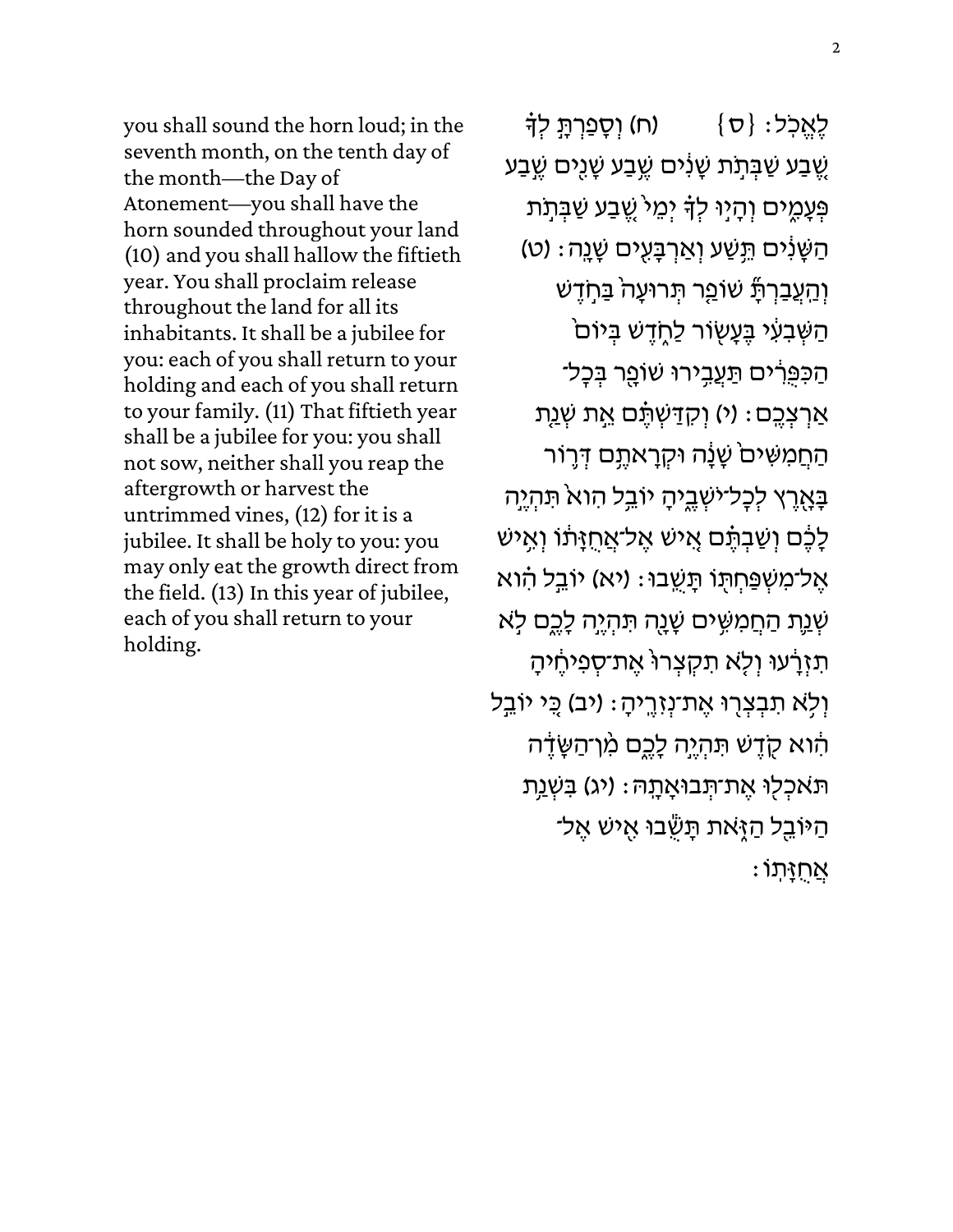לֶאֱכֹל׃ {ס}        (ח) וְסָפַרְתָּ֣ לְךָ֗ שֶׁ֚בַע שַׁבְּתֹ֣ת שָׁנִ֔ים שֶׁ֥בַע שָׁנִ֖ים שֶׁ֣בַע פְּעָמִ֑ים וְהָי֣וּ לְךָ֗ יְמֵי֙ שֶׁ֚בַע שַׁבְּתֹ֣ת הַשָּׁנִ֔ים תֵּ֥שַׁע וְאַרְבָּעִ֖ים שָׁנָֽה׃ (ט) וְהַעֲבַרְתָּ֞ שׁוֹפַ֤ר תְּרוּעָה֙ בַּחֹ֣דֶשׁ הַשְּׁבִעִ֔י בֶּעָשׂ֖וֹר לַחֹ֑דֶשׁ בְּיוֹם֙ הַכִּפֻּרִ֔ים תַּעֲבִ֥ירוּ שׁוֹפָ֖ר בְּכָל־אַרְצְכֶֽם׃ (י) וְקִדַּשְׁתֶּ֗ם אֵ֣ת שְׁנַ֤ת הַחֲמִשִּׁים֙ שָׁנָ֔ה וּקְרָאתֶ֥ם דְּר֛וֹר בָּאָ֖רֶץ לְכָל־יֹשְׁבֶ֑יהָ יוֹבֵ֥ל הִוא֙ תִּהְיֶ֣ה לָכֶ֔ם וְשַׁבְתֶּ֗ם אִ֚ישׁ אֶל־אֲחֻזָּת֔וֹ וְאִ֥ישׁ אֶל־מִשְׁפַּחְתּ֖וֹ תָּשֻֽׁבוּ׃ (יא) יוֹבֵ֣ל הִ֗וא שְׁנַ֛ת הַחֲמִשִּׁ֥ים שָׁנָ֖ה תִּהְיֶ֣ה לָכֶ֑ם לֹ֣א תִזְרָ֔עוּ וְלֹ֤א תִקְצְרוּ֙ אֶת־סְפִיחֶ֔יהָ וְלֹ֥א תִבְצְר֖וּ אֶת־נְזִרֶֽיהָ׃ (יב) כִּ֚י יוֹבֵ֣ל הִ֔וא קֹ֖דֶשׁ תִּהְיֶ֣ה לָכֶ֑ם מִ֨ן־הַשָּׂדֶ֔ה תֹּאכְל֖וּ אֶת־תְּבוּאָתָֽהּ׃ (יג) בִּשְׁנַ֥ת הַיּוֹבֵ֖ל הַזֹּ֑את תָּשֻׁ֕בוּ אִ֖ישׁ אֶל־אֲחֻזָּתֽוֹ׃

you shall sound the horn loud; in the seventh month, on the tenth day of the month—the Day of Atonement—you shall have the horn sounded throughout your land (10) and you shall hallow the fiftieth year. You shall proclaim release throughout the land for all its inhabitants. It shall be a jubilee for you: each of you shall return to your holding and each of you shall return to your family. (11) That fiftieth year shall be a jubilee for you: you shall not sow, neither shall you reap the aftergrowth or harvest the untrimmed vines, (12) for it is a jubilee. It shall be holy to you: you may only eat the growth direct from the field. (13) In this year of jubilee, each of you shall return to your holding.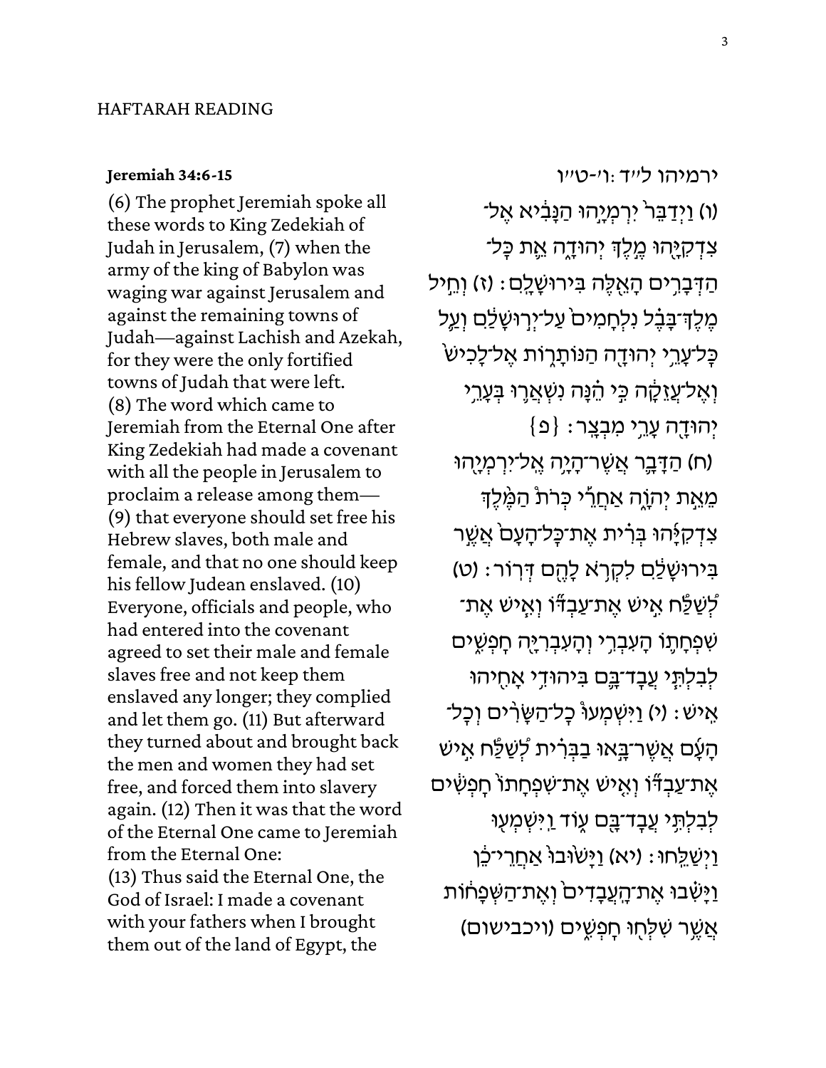HAFTARAH READING

**Jeremiah 34:6-15**

(6) The prophet Jeremiah spoke all these words to King Zedekiah of Judah in Jerusalem, (7) when the army of the king of Babylon was waging war against Jerusalem and against the remaining towns of Judah—against Lachish and Azekah, for they were the only fortified towns of Judah that were left. (8) The word which came to Jeremiah from the Eternal One after King Zedekiah had made a covenant with all the people in Jerusalem to proclaim a release among them— (9) that everyone should set free his Hebrew slaves, both male and female, and that no one should keep his fellow Judean enslaved. (10) Everyone, officials and people, who had entered into the covenant agreed to set their male and female slaves free and not keep them enslaved any longer; they complied and let them go. (11) But afterward they turned about and brought back the men and women they had set free, and forced them into slavery again. (12) Then it was that the word of the Eternal One came to Jeremiah from the Eternal One:
(13) Thus said the Eternal One, the God of Israel: I made a covenant with your fathers when I brought them out of the land of Egypt, the

ירמיהו ל״ד:ו׳-ט״ו

(ו) וַיְדַבֵּר֙ יִרְמְיָ֣הוּ הַנָּבִ֔יא אֶל־צִדְקִיָּ֖הוּ מֶ֣לֶךְ יְהוּדָ֑ה אֵ֚ת כָּל־הַדְּבָרִ֣ים הָאֵ֔לֶּה בִּירוּשָׁלָֽ͏ִם׃ (ז) וְחֵ֣יל מֶֽלֶךְ־בָּבֶ֗ל נִלְחָמִים֙ עַל־יְר֣וּשָׁלַ֔͏ִם וְעַ֛ל כָּל־עָרֵ֥י יְהוּדָ֖ה הַנּֽוֹתָר֑וֹת אֶל־לָכִישׁ֙ וְאֶל־עֲזֵקָ֔ה כִּ֣י הֵ֗נָּה נִשְׁאֲר֛וּ בְּעָרֵ֥י יְהוּדָ֖ה עָרֵ֥י מִבְצָֽר׃ {פ}
(ח) הַדָּבָ֛ר אֲשֶׁר־הָיָ֥ה אֶֽל־יִרְמְיָ֖הוּ מֵאֵ֣ת יְהֹוָ֑ה אַחֲרֵ֡י כְּרֹת֩ הַמֶּ֨לֶךְ צִדְקִיָּ֜הוּ בְּרִ֗ית אֶת־כָּל־הָעָם֙ אֲשֶׁ֣ר בִּירוּשָׁלַ֔͏ִם לִקְרֹ֥א לָהֶ֖ם דְּרֽוֹר׃ (ט) לְ֠שַׁלַּח אִ֣ישׁ אֶת־עַבְדּ֞וֹ וְאִ֧ישׁ אֶת־שִׁפְחָת֛וֹ הָעִבְרִ֥י וְהָעִבְרִיָּ֖ה חָפְשִׁ֑ים לְבִלְתִּ֧י עֲבָד־בָּ֛ם בִּיהוּדִ֥י אָחִ֖יהוּ אִֽישׁ׃ (י) וַֽיִּשְׁמְעוּ֩ כָל־הַשָּׂרִ֨ים וְכָל־הָעָ֜ם אֲשֶׁר־בָּ֣אוּ בַבְּרִ֗ית לְ֠שַׁלַּח אִ֣ישׁ אֶת־עַבְדּ֞וֹ וְאִ֤ישׁ אֶת־שִׁפְחָתוֹ֙ חָפְשִׁ֔ים לְבִלְתִּ֥י עֲבָד־בָּ֖ם ע֑וֹד וַֽיִּשְׁמְע֖וּ וַיְשַׁלֵּֽחוּ׃ (יא) וַיָּשׁ֙וּבוּ֙ אַחֲרֵי־כֵ֔ן וַיָּשִׁ֙בוּ֙ אֶת־הָֽעֲבָדִים֙ וְאֶת־הַשְּׁפָח֔וֹת אֲשֶׁ֥ר שִׁלְּח֖וּ חָפְשִׁ֑ים (ויכבישום)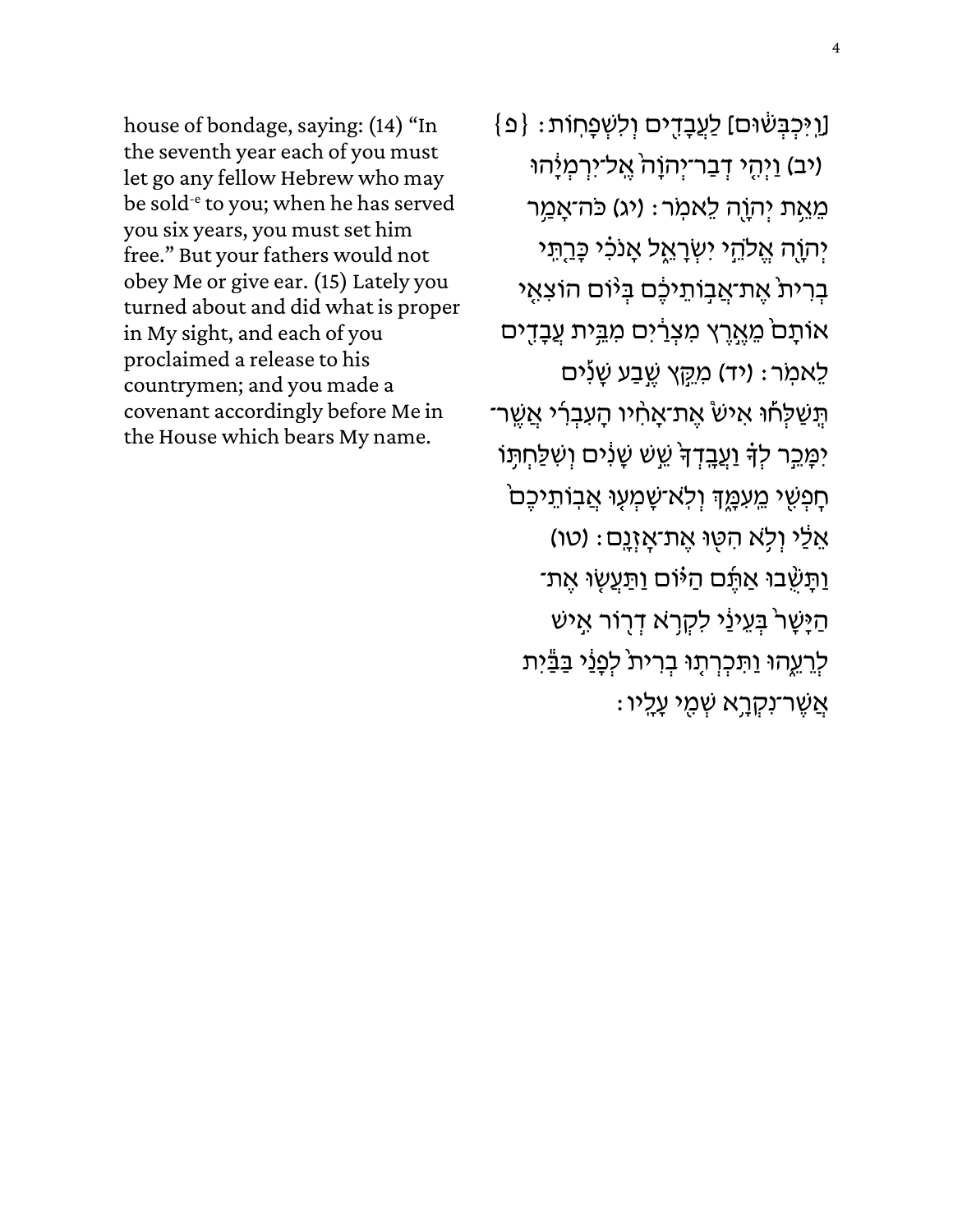[וַיִּכְבְּשׁוּם] לַעֲבָדִים וְלִשְׁפָחוֹת׃ {פ}
(יב) וַיְהִי דְבַר־יְהוָה אֶל־יִרְמְיָהוּ מֵאֵת יְהוָה לֵאמֹר׃ (יג) כֹּה־אָמַר יְהוָה אֱלֹהֵי יִשְׂרָאֵל אָנֹכִי כָּרַתִּי בְרִית אֶת־אֲבוֹתֵיכֶם בְּיוֹם הוֹצִאִי אוֹתָם מֵאֶרֶץ מִצְרַיִם מִבֵּית עֲבָדִים לֵאמֹר׃ (יד) מִקֵּץ שֶׁבַע שָׁנִים תְּשַׁלְּחוּ אִישׁ אֶת־אָחִיו הָעִבְרִי אֲשֶׁר־יִמָּכֵר לְךָ וַעֲבָדְךָ שֵׁשׁ שָׁנִים וְשִׁלַּחְתּוֹ חָפְשִׁי מֵעִמָּךְ וְלֹא־שָׁמְעוּ אֲבוֹתֵיכֶם אֵלַי וְלֹא הִטּוּ אֶת־אָזְנָם׃ (טו) וַתָּשֻׁבוּ אַתֶּם הַיּוֹם וַתַּעֲשׂוּ אֶת־הַיָּשָׁר בְּעֵינַי לִקְרֹא דְרוֹר אִישׁ לְרֵעֵהוּ וַתִּכְרְתוּ בְרִית לְפָנַי בַּבַּיִת אֲשֶׁר־נִקְרָא שְׁמִי עָלָיו׃

house of bondage, saying: (14) “In the seventh year each of you must let go any fellow Hebrew who may be sold[-e] to you; when he has served you six years, you must set him free.” But your fathers would not obey Me or give ear. (15) Lately you turned about and did what is proper in My sight, and each of you proclaimed a release to his countrymen; and you made a covenant accordingly before Me in the House which bears My name.